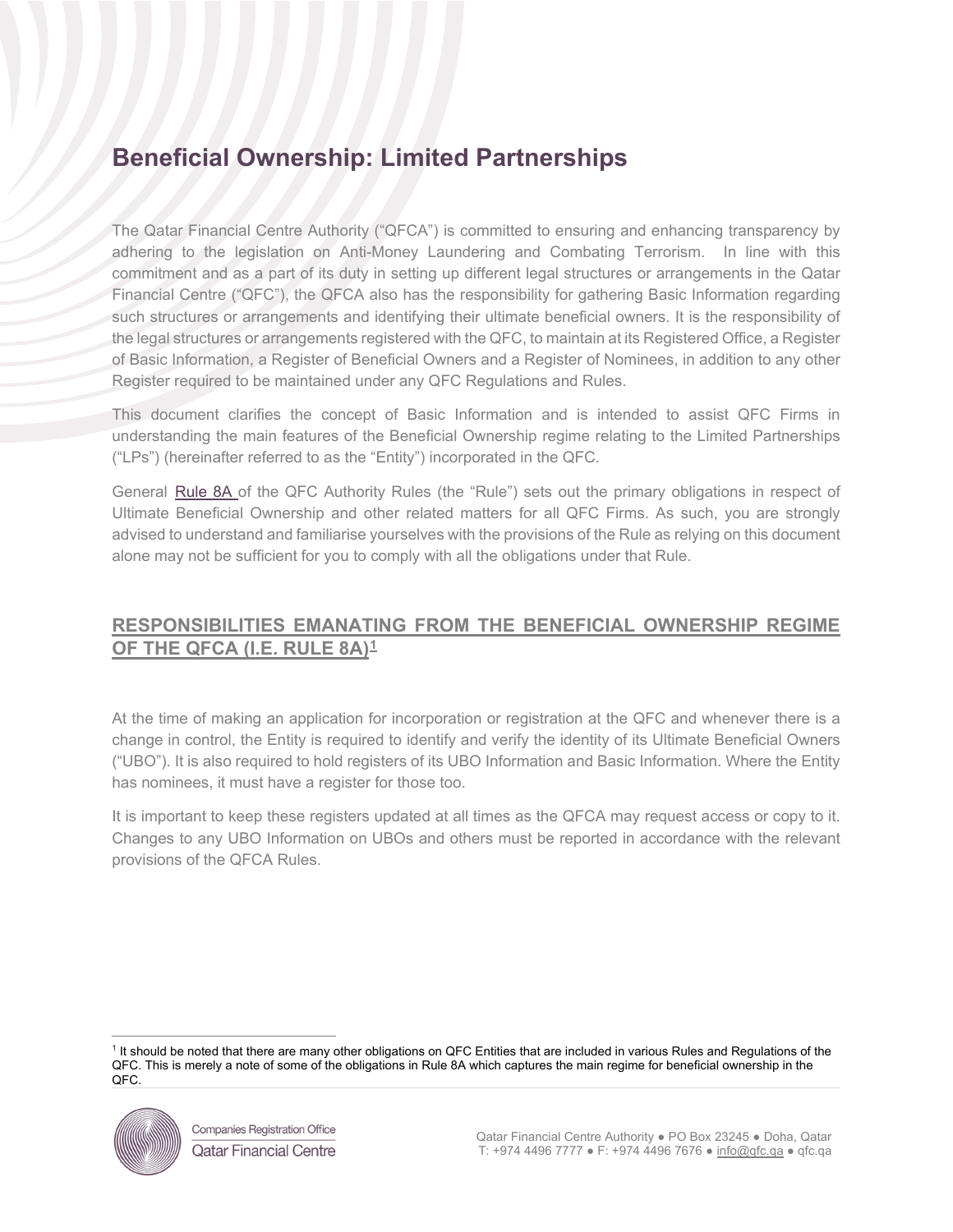# Beneficial Ownership: Limited Partnerships

The Qatar Financial Centre Authority ("QFCA") is committed to ensuring and enhancing transparency by adhering to the legislation on Anti-Money Laundering and Combating Terrorism. In line with this commitment and as a part of its duty in setting up different legal structures or arrangements in the Qatar Financial Centre ("QFC"), the QFCA also has the responsibility for gathering Basic Information regarding such structures or arrangements and identifying their ultimate beneficial owners. It is the responsibility of the legal structures or arrangements registered with the QFC, to maintain at its Registered Office, a Register of Basic Information, a Register of Beneficial Owners and a Register of Nominees, in addition to any other Register required to be maintained under any QFC Regulations and Rules.

This document clarifies the concept of Basic Information and is intended to assist QFC Firms in understanding the main features of the Beneficial Ownership regime relating to the Limited Partnerships ("LPs") (hereinafter referred to as the "Entity") incorporated in the QFC.

General Rule 8A of the QFC Authority Rules (the "Rule") sets out the primary obligations in respect of Ultimate Beneficial Ownership and other related matters for all QFC Firms. As such, you are strongly advised to understand and familiarise yourselves with the provisions of the Rule as relying on this document alone may not be sufficient for you to comply with all the obligations under that Rule.

## RESPONSIBILITIES EMANATING FROM THE BENEFICIAL OWNERSHIP REGIME OF THE QFCA (I.E. RULE 8A)[1]

At the time of making an application for incorporation or registration at the QFC and whenever there is a change in control, the Entity is required to identify and verify the identity of its Ultimate Beneficial Owners ("UBO"). It is also required to hold registers of its UBO Information and Basic Information. Where the Entity has nominees, it must have a register for those too.

It is important to keep these registers updated at all times as the QFCA may request access or copy to it. Changes to any UBO Information on UBOs and others must be reported in accordance with the relevant provisions of the QFCA Rules.

[1] It should be noted that there are many other obligations on QFC Entities that are included in various Rules and Regulations of the QFC. This is merely a note of some of the obligations in Rule 8A which captures the main regime for beneficial ownership in the QFC.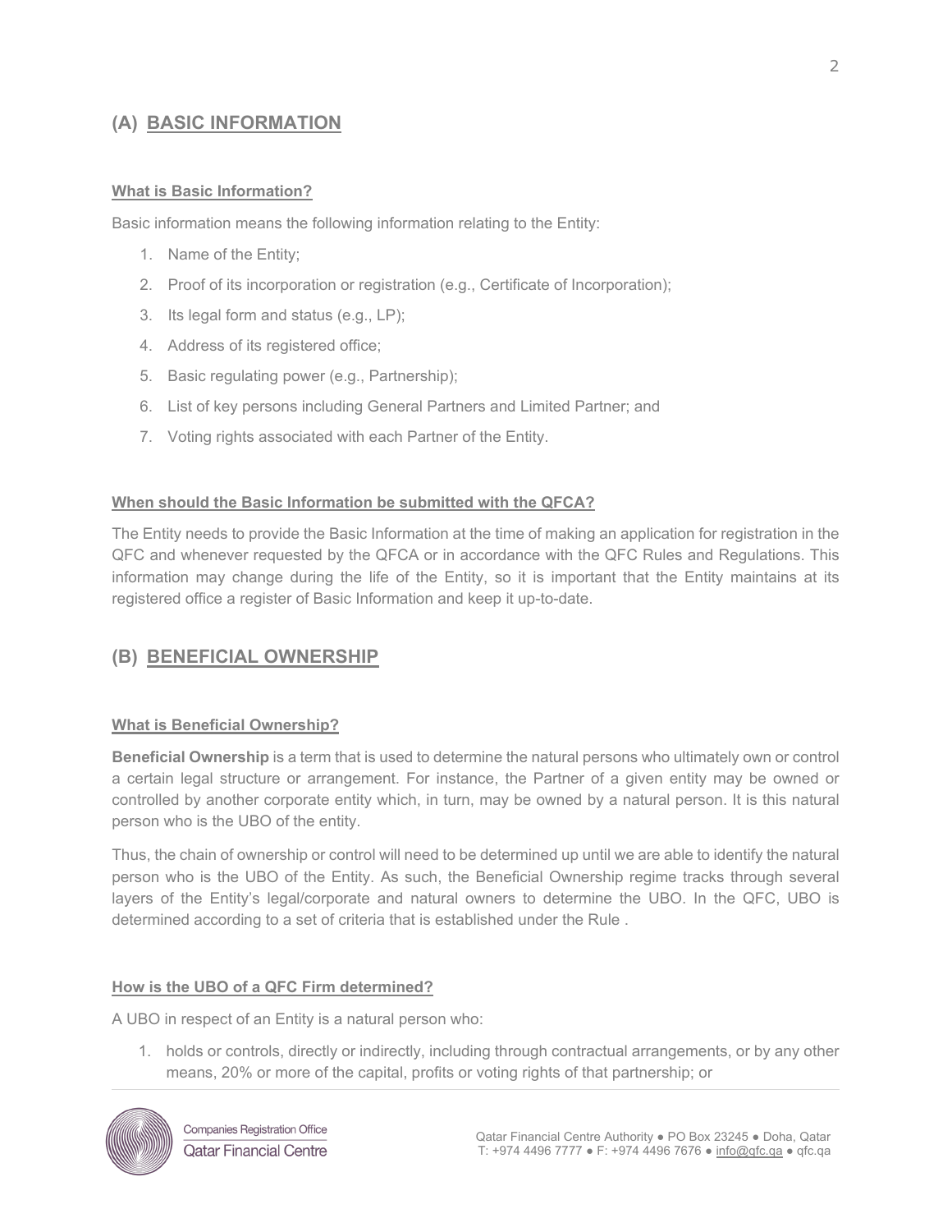## (A) BASIC INFORMATION

### What is Basic Information?

Basic information means the following information relating to the Entity:

1. Name of the Entity;
2. Proof of its incorporation or registration (e.g., Certificate of Incorporation);
3. Its legal form and status (e.g., LP);
4. Address of its registered office;
5. Basic regulating power (e.g., Partnership);
6. List of key persons including General Partners and Limited Partner; and
7. Voting rights associated with each Partner of the Entity.

### When should the Basic Information be submitted with the QFCA?

The Entity needs to provide the Basic Information at the time of making an application for registration in the QFC and whenever requested by the QFCA or in accordance with the QFC Rules and Regulations. This information may change during the life of the Entity, so it is important that the Entity maintains at its registered office a register of Basic Information and keep it up-to-date.

## (B) BENEFICIAL OWNERSHIP

### What is Beneficial Ownership?

**Beneficial Ownership** is a term that is used to determine the natural persons who ultimately own or control a certain legal structure or arrangement. For instance, the Partner of a given entity may be owned or controlled by another corporate entity which, in turn, may be owned by a natural person. It is this natural person who is the UBO of the entity.

Thus, the chain of ownership or control will need to be determined up until we are able to identify the natural person who is the UBO of the Entity. As such, the Beneficial Ownership regime tracks through several layers of the Entity's legal/corporate and natural owners to determine the UBO. In the QFC, UBO is determined according to a set of criteria that is established under the Rule .

### How is the UBO of a QFC Firm determined?

A UBO in respect of an Entity is a natural person who:

1. holds or controls, directly or indirectly, including through contractual arrangements, or by any other means, 20% or more of the capital, profits or voting rights of that partnership; or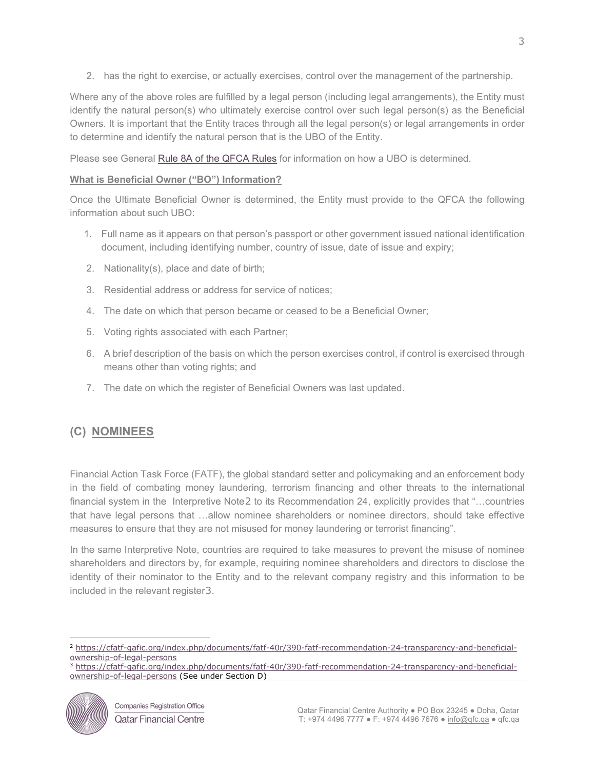2. has the right to exercise, or actually exercises, control over the management of the partnership.

Where any of the above roles are fulfilled by a legal person (including legal arrangements), the Entity must identify the natural person(s) who ultimately exercise control over such legal person(s) as the Beneficial Owners. It is important that the Entity traces through all the legal person(s) or legal arrangements in order to determine and identify the natural person that is the UBO of the Entity.

Please see General Rule 8A of the QFCA Rules for information on how a UBO is determined.

**What is Beneficial Owner ("BO") Information?**

Once the Ultimate Beneficial Owner is determined, the Entity must provide to the QFCA the following information about such UBO:

1. Full name as it appears on that person's passport or other government issued national identification document, including identifying number, country of issue, date of issue and expiry;
2. Nationality(s), place and date of birth;
3. Residential address or address for service of notices;
4. The date on which that person became or ceased to be a Beneficial Owner;
5. Voting rights associated with each Partner;
6. A brief description of the basis on which the person exercises control, if control is exercised through means other than voting rights; and
7. The date on which the register of Beneficial Owners was last updated.

## (C) NOMINEES

Financial Action Task Force (FATF), the global standard setter and policymaking and an enforcement body in the field of combating money laundering, terrorism financing and other threats to the international financial system in the Interpretive Note[2] to its Recommendation 24, explicitly provides that "…countries that have legal persons that …allow nominee shareholders or nominee directors, should take effective measures to ensure that they are not misused for money laundering or terrorist financing".

In the same Interpretive Note, countries are required to take measures to prevent the misuse of nominee shareholders and directors by, for example, requiring nominee shareholders and directors to disclose the identity of their nominator to the Entity and to the relevant company registry and this information to be included in the relevant register[3].

---

[2] https://cfatf-gafic.org/index.php/documents/fatf-40r/390-fatf-recommendation-24-transparency-and-beneficial-ownership-of-legal-persons

[3] https://cfatf-gafic.org/index.php/documents/fatf-40r/390-fatf-recommendation-24-transparency-and-beneficial-ownership-of-legal-persons (See under Section D)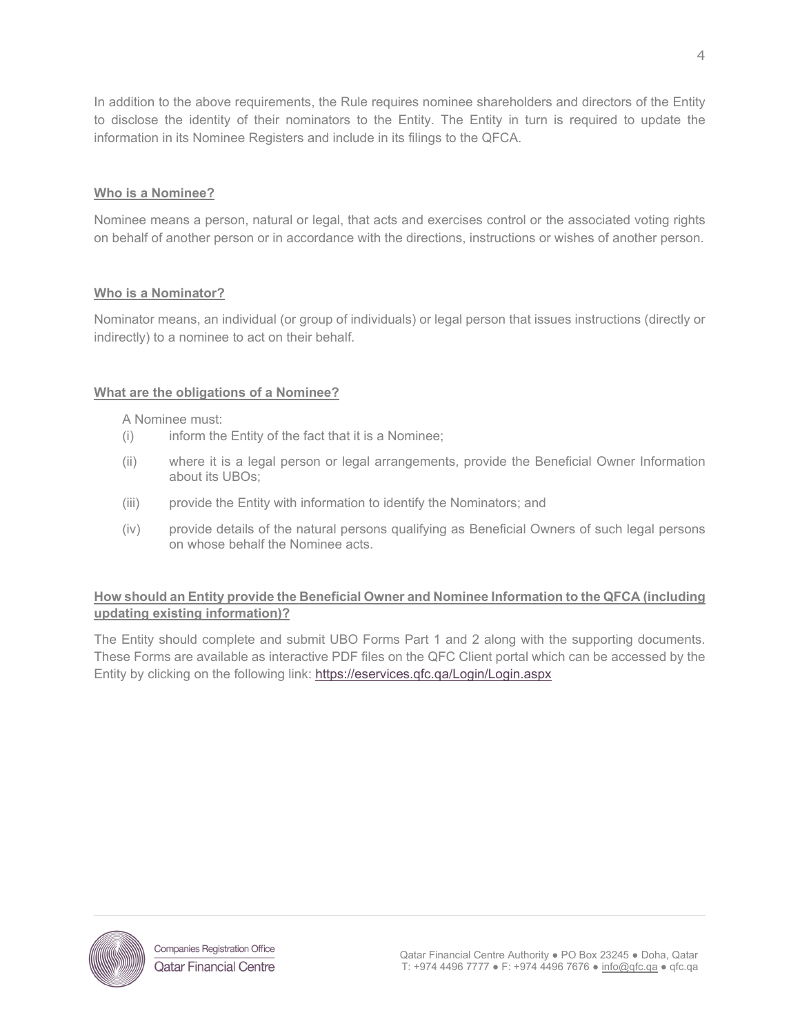In addition to the above requirements, the Rule requires nominee shareholders and directors of the Entity to disclose the identity of their nominators to the Entity. The Entity in turn is required to update the information in its Nominee Registers and include in its filings to the QFCA.

## Who is a Nominee?

Nominee means a person, natural or legal, that acts and exercises control or the associated voting rights on behalf of another person or in accordance with the directions, instructions or wishes of another person.

## Who is a Nominator?

Nominator means, an individual (or group of individuals) or legal person that issues instructions (directly or indirectly) to a nominee to act on their behalf.

## What are the obligations of a Nominee?

A Nominee must:

(i) inform the Entity of the fact that it is a Nominee;

(ii) where it is a legal person or legal arrangements, provide the Beneficial Owner Information about its UBOs;

(iii) provide the Entity with information to identify the Nominators; and

(iv) provide details of the natural persons qualifying as Beneficial Owners of such legal persons on whose behalf the Nominee acts.

## How should an Entity provide the Beneficial Owner and Nominee Information to the QFCA (including updating existing information)?

The Entity should complete and submit UBO Forms Part 1 and 2 along with the supporting documents. These Forms are available as interactive PDF files on the QFC Client portal which can be accessed by the Entity by clicking on the following link: https://eservices.qfc.qa/Login/Login.aspx